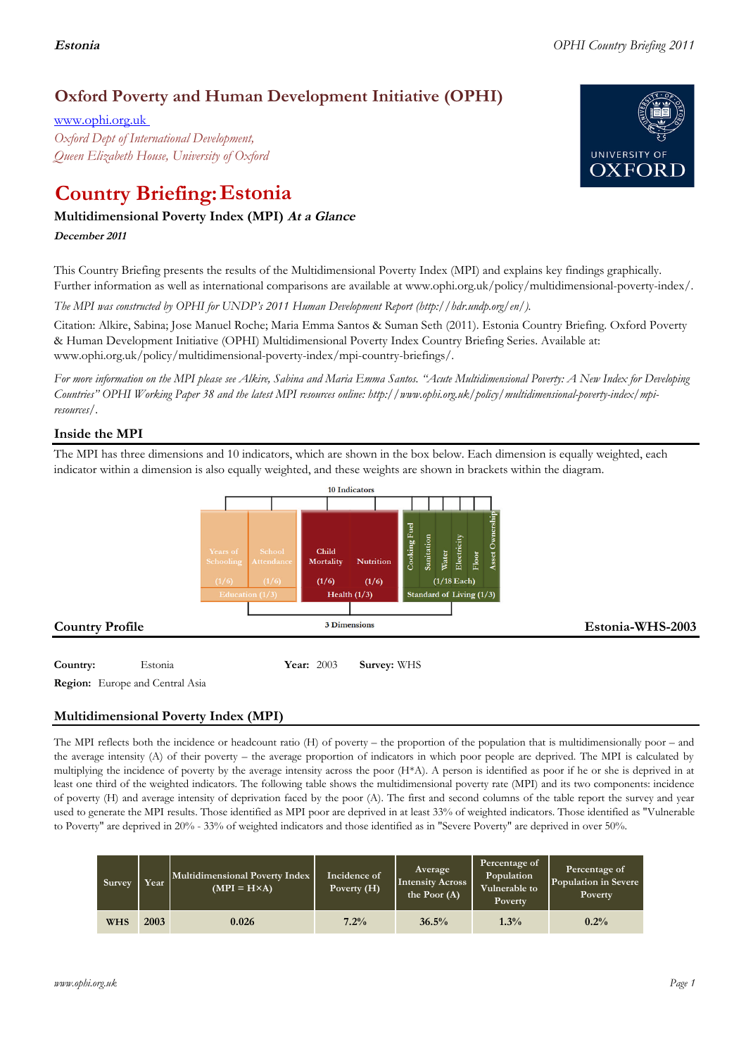# Oxford Poverty and Human Development Initiative (OPHI)

www.ophi.org.uk

*Oxford Dept of International Development, Queen Elizabeth House, University of Oxford*

# Country Briefing: Estonia

### Multidimensional Poverty Index (MPI) *At a Glance*

***December 2011***

This Country Briefing presents the results of the Multidimensional Poverty Index (MPI) and explains key findings graphically. Further information as well as international comparisons are available at www.ophi.org.uk/policy/multidimensional-poverty-index/.

*The MPI was constructed by OPHI for UNDP's 2011 Human Development Report (http://hdr.undp.org/en/).*

Citation: Alkire, Sabina; Jose Manuel Roche; Maria Emma Santos & Suman Seth (2011). Estonia Country Briefing. Oxford Poverty & Human Development Initiative (OPHI) Multidimensional Poverty Index Country Briefing Series. Available at: www.ophi.org.uk/policy/multidimensional-poverty-index/mpi-country-briefings/.

*For more information on the MPI please see Alkire, Sabina and Maria Emma Santos. "Acute Multidimensional Poverty: A New Index for Developing Countries" OPHI Working Paper 38 and the latest MPI resources online: http://www.ophi.org.uk/policy/multidimensional-poverty-index/mpi-resources/.*

## Inside the MPI

The MPI has three dimensions and 10 indicators, which are shown in the box below. Each dimension is equally weighted, each indicator within a dimension is also equally weighted, and these weights are shown in brackets within the diagram.

10 Indicators

| Years of Schooling (1/6) | School Attendance (1/6) | Child Mortality (1/6) | Nutrition (1/6) | Cooking Fuel | Sanitation | Water | Electricity | Floor | Asset Ownership |
|---|---|---|---|---|---|---|---|---|---|
| Education (1/3) | | Health (1/3) | | Standard of Living (1/3) (1/18 Each) | | | | | |

3 Dimensions

## Country Profile

**Estonia-WHS-2003**

**Country:** Estonia **Year:** 2003 **Survey:** WHS

**Region:** Europe and Central Asia

## Multidimensional Poverty Index (MPI)

The MPI reflects both the incidence or headcount ratio (H) of poverty – the proportion of the population that is multidimensionally poor – and the average intensity (A) of their poverty – the average proportion of indicators in which poor people are deprived. The MPI is calculated by multiplying the incidence of poverty by the average intensity across the poor (H\*A). A person is identified as poor if he or she is deprived in at least one third of the weighted indicators. The following table shows the multidimensional poverty rate (MPI) and its two components: incidence of poverty (H) and average intensity of deprivation faced by the poor (A). The first and second columns of the table report the survey and year used to generate the MPI results. Those identified as MPI poor are deprived in at least 33% of weighted indicators. Those identified as "Vulnerable to Poverty" are deprived in 20% - 33% of weighted indicators and those identified as in "Severe Poverty" are deprived in over 50%.

| Survey | Year | Multidimensional Poverty Index (MPI = H×A) | Incidence of Poverty (H) | Average Intensity Across the Poor (A) | Percentage of Population Vulnerable to Poverty | Percentage of Population in Severe Poverty |
|---|---|---|---|---|---|---|
| WHS | 2003 | 0.026 | 7.2% | 36.5% | 1.3% | 0.2% |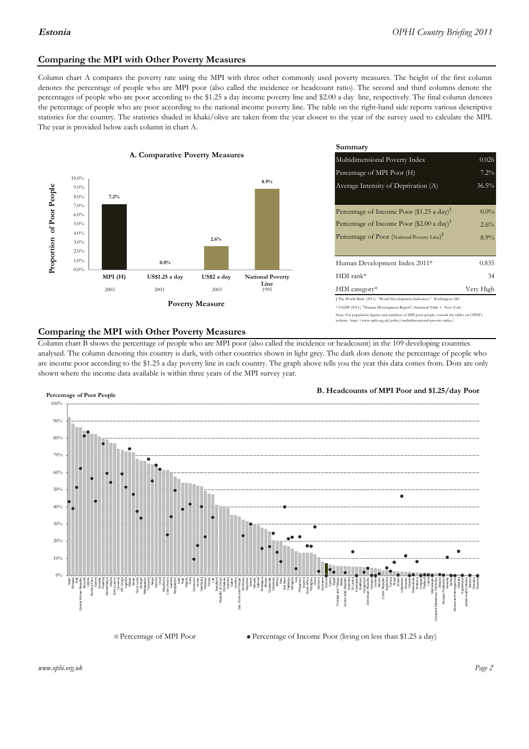## Comparing the MPI with Other Poverty Measures

Column chart A compares the poverty rate using the MPI with three other commonly used poverty measures. The height of the first column denotes the percentage of people who are MPI poor (also called the incidence or headcount ratio). The second and third columns denote the percentages of people who are poor according to the $1.25 a day income poverty line and $2.00 a day line, respectively. The final column denotes the percentage of people who are poor according to the national income poverty line. The table on the right-hand side reports various descriptive statistics for the country. The statistics shaded in khaki/olive are taken from the year closest to the year of the survey used to calculate the MPI. The year is provided below each column in chart A.

**A. Comparative Poverty Measures**

| Poverty Measure | Proportion of Poor People | Year |
|---|---|---|
| MPI (H) | 7.2% | 2003 |
| US$1.25 a day | 0.0% | 2003 |
| US$2 a day | 2.6% | 2003 |
| National Poverty Line | 8.9% | 1995 |

**Summary**

| | |
|---|---|
| Multidimensional Poverty Index | 0.026 |
| Percentage of MPI Poor (H) | 7.2% |
| Average Intensity of Deprivation (A) | 36.5% |
| Percentage of Income Poor ($1.25 a day)‡ | 0.0% |
| Percentage of Income Poor ($2.00 a day)‡ | 2.6% |
| Percentage of Poor (National Poverty Line)‡ | 8.9% |
| Human Development Index 2011* | 0.835 |
| HDI rank* | 34 |
| HDI category* | Very High |

‡ The World Bank (2011). "World Development Indicators." Washington, DC.

* UNDP (2011). "Human Development Report", Statistical Table 1 . New York.

Note: For population figures and numbers of MPI poor people, consult the tables on OPHI's website: http://www.ophi.org.uk/policy/multidimensional-poverty-index/.

## Comparing the MPI with Other Poverty Measures

Column chart B shows the percentage of people who are MPI poor (also called the incidence or headcount) in the 109 developing countries analysed. The column denoting this country is dark, with other countries shown in light grey. The dark dots denote the percentage of people who are income poor according to the $1.25 a day poverty line in each country. The graph above tells you the year this data comes from. Dots are only shown where the income data available is within three years of the MPI survey year.

**B. Headcounts of MPI Poor and $1.25/day Poor**

Percentage of Poor People

■ Percentage of MPI Poor ● Percentage of Income Poor (living on less than $1.25 a day)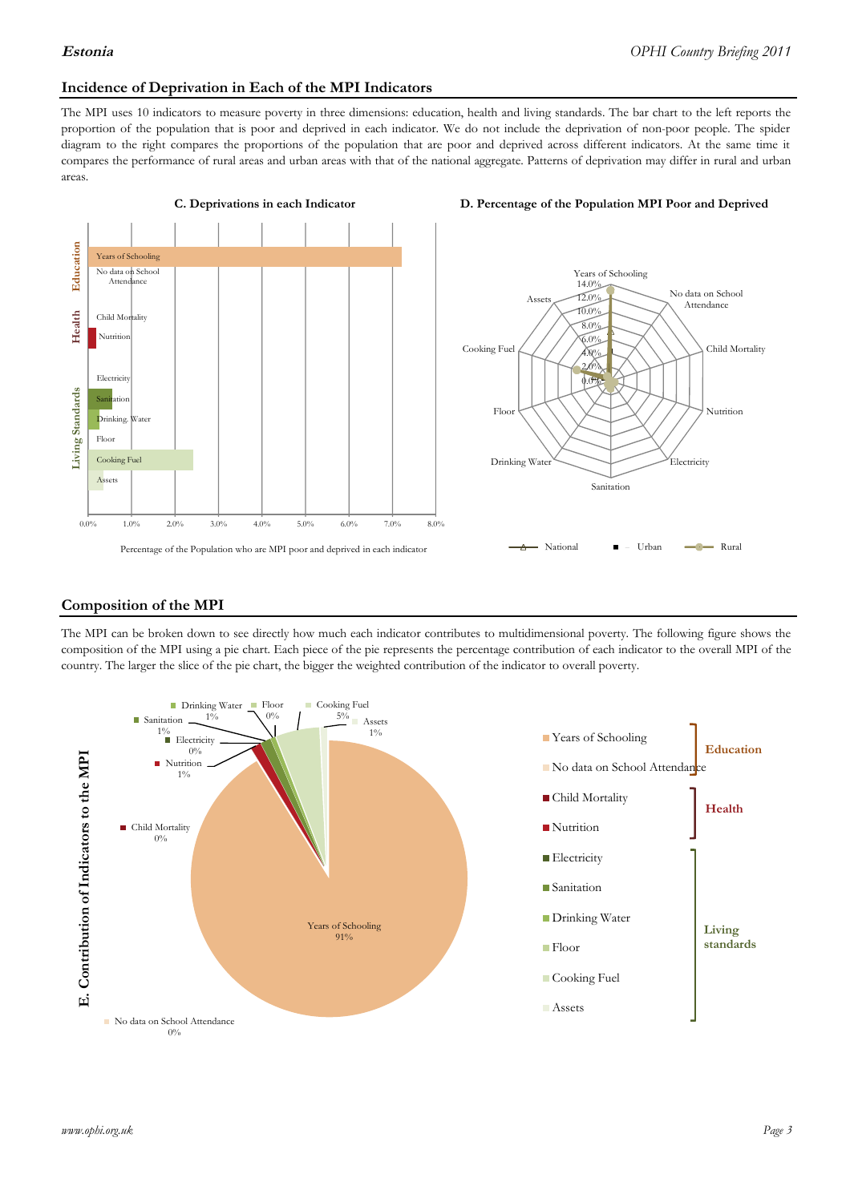## Incidence of Deprivation in Each of the MPI Indicators

The MPI uses 10 indicators to measure poverty in three dimensions: education, health and living standards. The bar chart to the left reports the proportion of the population that is poor and deprived in each indicator. We do not include the deprivation of non-poor people. The spider diagram to the right compares the proportions of the population that are poor and deprived across different indicators. At the same time it compares the performance of rural areas and urban areas with that of the national aggregate. Patterns of deprivation may differ in rural and urban areas.

**C. Deprivations in each Indicator**

Education: Years of Schooling; No data on School Attendance
Health: Child Mortality; Nutrition
Living Standards: Electricity; Sanitation; Drinking Water; Floor; Cooking Fuel; Assets

0.0% 1.0% 2.0% 3.0% 4.0% 5.0% 6.0% 7.0% 8.0%

Percentage of the Population who are MPI poor and deprived in each indicator

**D. Percentage of the Population MPI Poor and Deprived**

Years of Schooling; No data on School Attendance; Child Mortality; Nutrition; Electricity; Sanitation; Drinking Water; Floor; Cooking Fuel; Assets

0.0% 2.0% 4.0% 6.0% 8.0% 10.0% 12.0% 14.0%

National — Urban — Rural

## Composition of the MPI

The MPI can be broken down to see directly how much each indicator contributes to multidimensional poverty. The following figure shows the composition of the MPI using a pie chart. Each piece of the pie represents the percentage contribution of each indicator to the overall MPI of the country. The larger the slice of the pie chart, the bigger the weighted contribution of the indicator to overall poverty.

**E. Contribution of Indicators to the MPI**

Years of Schooling 91%; No data on School Attendance 0%; Child Mortality 0%; Nutrition 1%; Electricity 0%; Sanitation 1%; Drinking Water 1%; Floor 0%; Cooking Fuel 5%; Assets 1%

Education: Years of Schooling; No data on School Attendance
Health: Child Mortality; Nutrition
Living standards: Electricity; Sanitation; Drinking Water; Floor; Cooking Fuel; Assets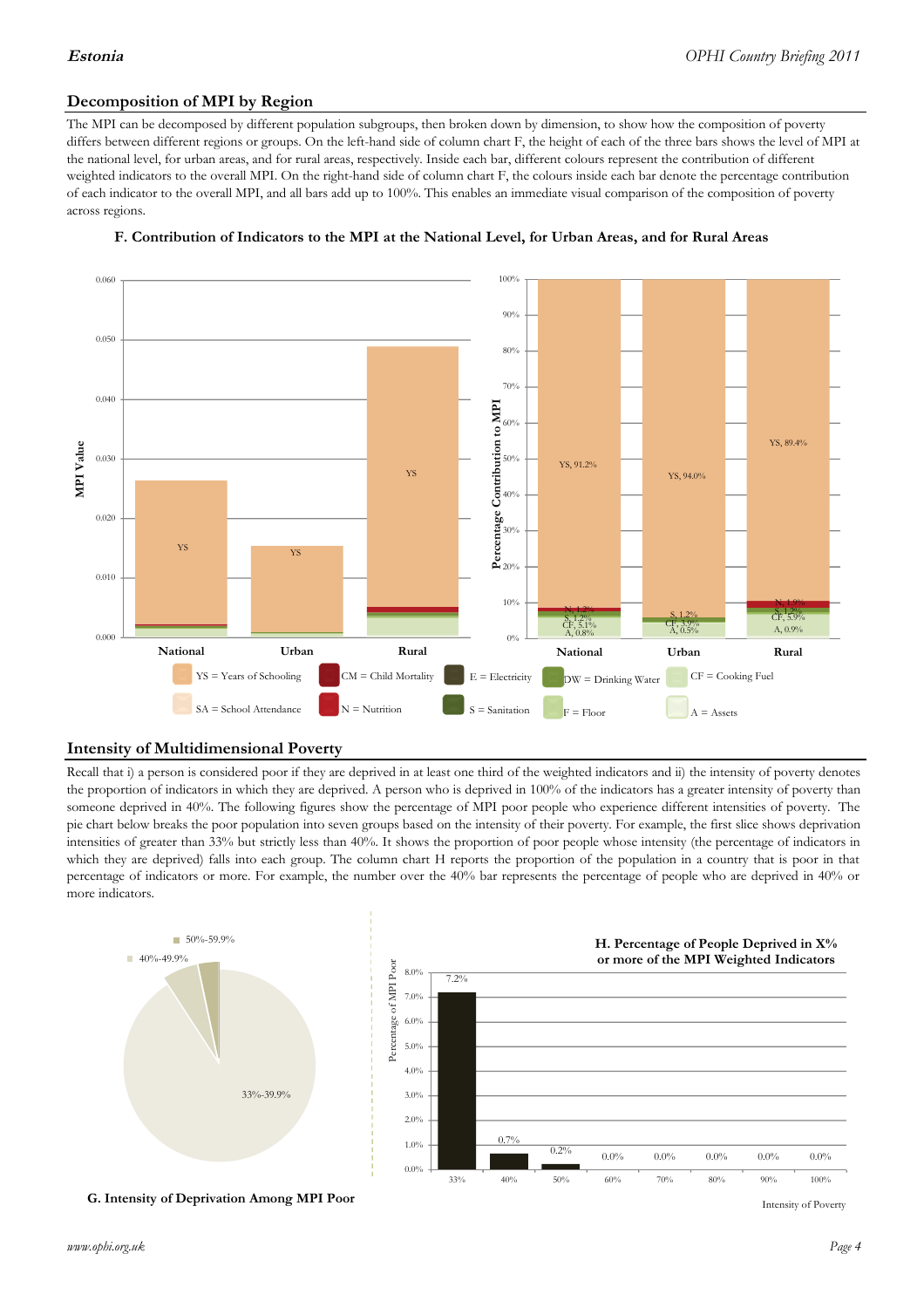## Decomposition of MPI by Region

The MPI can be decomposed by different population subgroups, then broken down by dimension, to show how the composition of poverty differs between different regions or groups. On the left-hand side of column chart F, the height of each of the three bars shows the level of MPI at the national level, for urban areas, and for rural areas, respectively. Inside each bar, different colours represent the contribution of different weighted indicators to the overall MPI. On the right-hand side of column chart F, the colours inside each bar denote the percentage contribution of each indicator to the overall MPI, and all bars add up to 100%. This enables an immediate visual comparison of the composition of poverty across regions.

**F. Contribution of Indicators to the MPI at the National Level, for Urban Areas, and for Rural Areas**

MPI Value

0.060
0.050
0.040
0.030
0.020
0.010
0.000

YS
YS
YS

National
Urban
Rural

Percentage Contribution to MPI

100%
90%
80%
70%
60%
50%
40%
30%
20%
10%
0%

YS, 91.2%
N, 1.2%
S, 1.2%
CF, 5.1%
A, 0.8%

YS, 94.0%
S, 1.2%
CF, 3.9%
A, 0.5%

YS, 89.4%
N, 1.9%
S, 1.2%
CF, 5.3%
A, 0.9%

National
Urban
Rural

YS = Years of Schooling
CM = Child Mortality
E = Electricity
DW = Drinking Water
CF = Cooking Fuel
SA = School Attendance
N = Nutrition
S = Sanitation
F = Floor
A = Assets

## Intensity of Multidimensional Poverty

Recall that i) a person is considered poor if they are deprived in at least one third of the weighted indicators and ii) the intensity of poverty denotes the proportion of indicators in which they are deprived. A person who is deprived in 100% of the indicators has a greater intensity of poverty than someone deprived in 40%. The following figures show the percentage of MPI poor people who experience different intensities of poverty. The pie chart below breaks the poor population into seven groups based on the intensity of their poverty. For example, the first slice shows deprivation intensities of greater than 33% but strictly less than 40%. It shows the proportion of poor people whose intensity (the percentage of indicators in which they are deprived) falls into each group. The column chart H reports the proportion of the population in a country that is poor in that percentage of indicators or more. For example, the number over the 40% bar represents the percentage of people who are deprived in 40% or more indicators.

50%-59.9%
40%-49.9%
33%-39.9%

**G. Intensity of Deprivation Among MPI Poor**

**H. Percentage of People Deprived in X% or more of the MPI Weighted Indicators**

Percentage of MPI Poor

8.0%
7.0%
6.0%
5.0%
4.0%
3.0%
2.0%
1.0%
0.0%

7.2%
0.7%
0.2%
0.0%
0.0%
0.0%
0.0%
0.0%

33%
40%
50%
60%
70%
80%
90%
100%

Intensity of Poverty